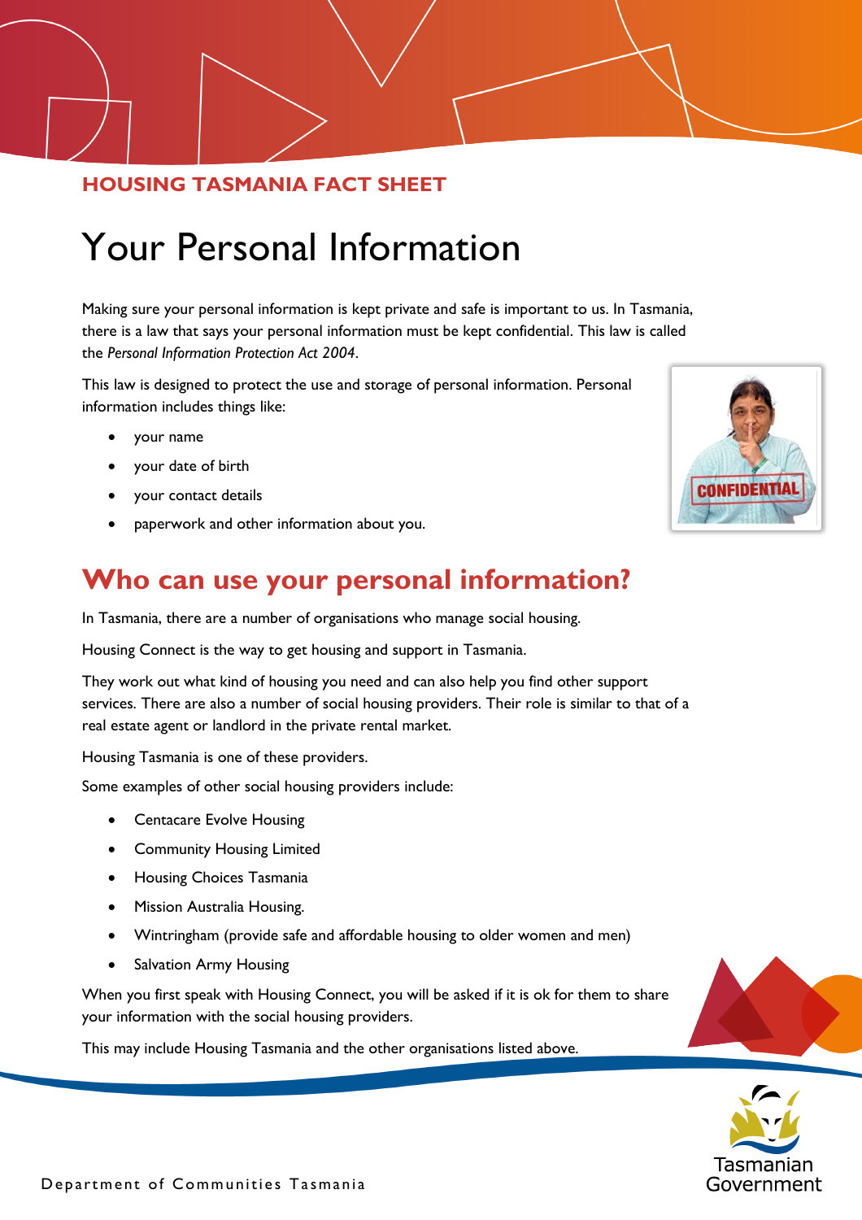**HOUSING TASMANIA FACT SHEET**

# Your Personal Information

Making sure your personal information is kept private and safe is important to us. In Tasmania, there is a law that says your personal information must be kept confidential. This law is called the *Personal Information Protection Act 2004*.

This law is designed to protect the use and storage of personal information. Personal information includes things like:

- your name
- your date of birth
- your contact details
- paperwork and other information about you.

## Who can use your personal information?

In Tasmania, there are a number of organisations who manage social housing.

Housing Connect is the way to get housing and support in Tasmania.

They work out what kind of housing you need and can also help you find other support services. There are also a number of social housing providers. Their role is similar to that of a real estate agent or landlord in the private rental market.

Housing Tasmania is one of these providers.

Some examples of other social housing providers include:

- Centacare Evolve Housing
- Community Housing Limited
- Housing Choices Tasmania
- Mission Australia Housing.
- Wintringham (provide safe and affordable housing to older women and men)
- Salvation Army Housing

When you first speak with Housing Connect, you will be asked if it is ok for them to share your information with the social housing providers.

This may include Housing Tasmania and the other organisations listed above.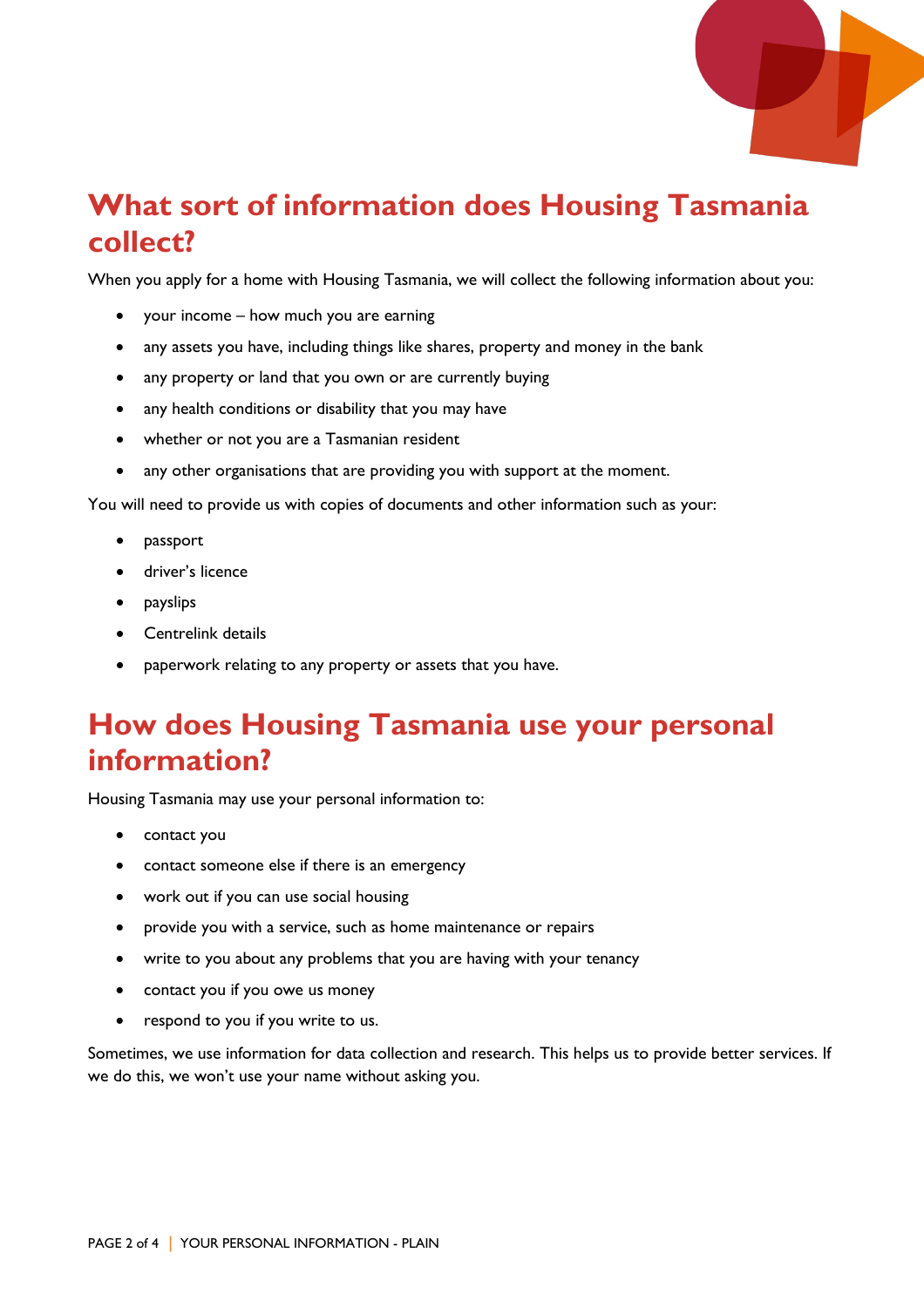## What sort of information does Housing Tasmania collect?

When you apply for a home with Housing Tasmania, we will collect the following information about you:

- your income – how much you are earning
- any assets you have, including things like shares, property and money in the bank
- any property or land that you own or are currently buying
- any health conditions or disability that you may have
- whether or not you are a Tasmanian resident
- any other organisations that are providing you with support at the moment.

You will need to provide us with copies of documents and other information such as your:

- passport
- driver's licence
- payslips
- Centrelink details
- paperwork relating to any property or assets that you have.

## How does Housing Tasmania use your personal information?

Housing Tasmania may use your personal information to:

- contact you
- contact someone else if there is an emergency
- work out if you can use social housing
- provide you with a service, such as home maintenance or repairs
- write to you about any problems that you are having with your tenancy
- contact you if you owe us money
- respond to you if you write to us.

Sometimes, we use information for data collection and research. This helps us to provide better services. If we do this, we won't use your name without asking you.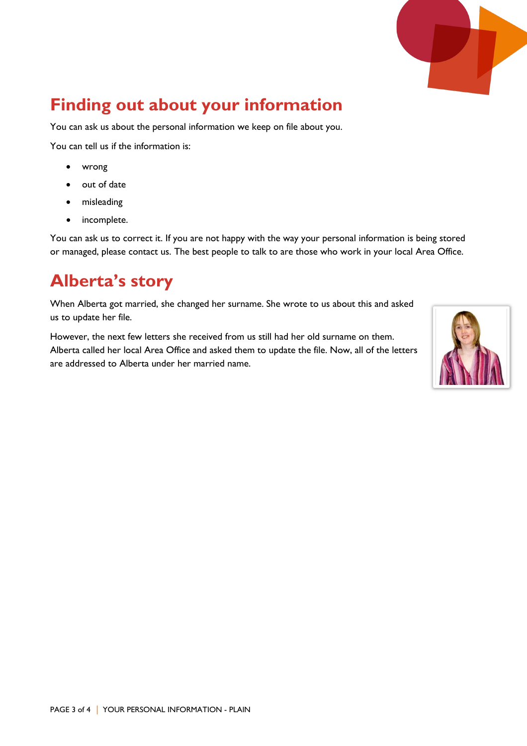## Finding out about your information

You can ask us about the personal information we keep on file about you.

You can tell us if the information is:

- wrong
- out of date
- misleading
- incomplete.

You can ask us to correct it. If you are not happy with the way your personal information is being stored or managed, please contact us. The best people to talk to are those who work in your local Area Office.

## Alberta's story

When Alberta got married, she changed her surname. She wrote to us about this and asked us to update her file.

However, the next few letters she received from us still had her old surname on them. Alberta called her local Area Office and asked them to update the file. Now, all of the letters are addressed to Alberta under her married name.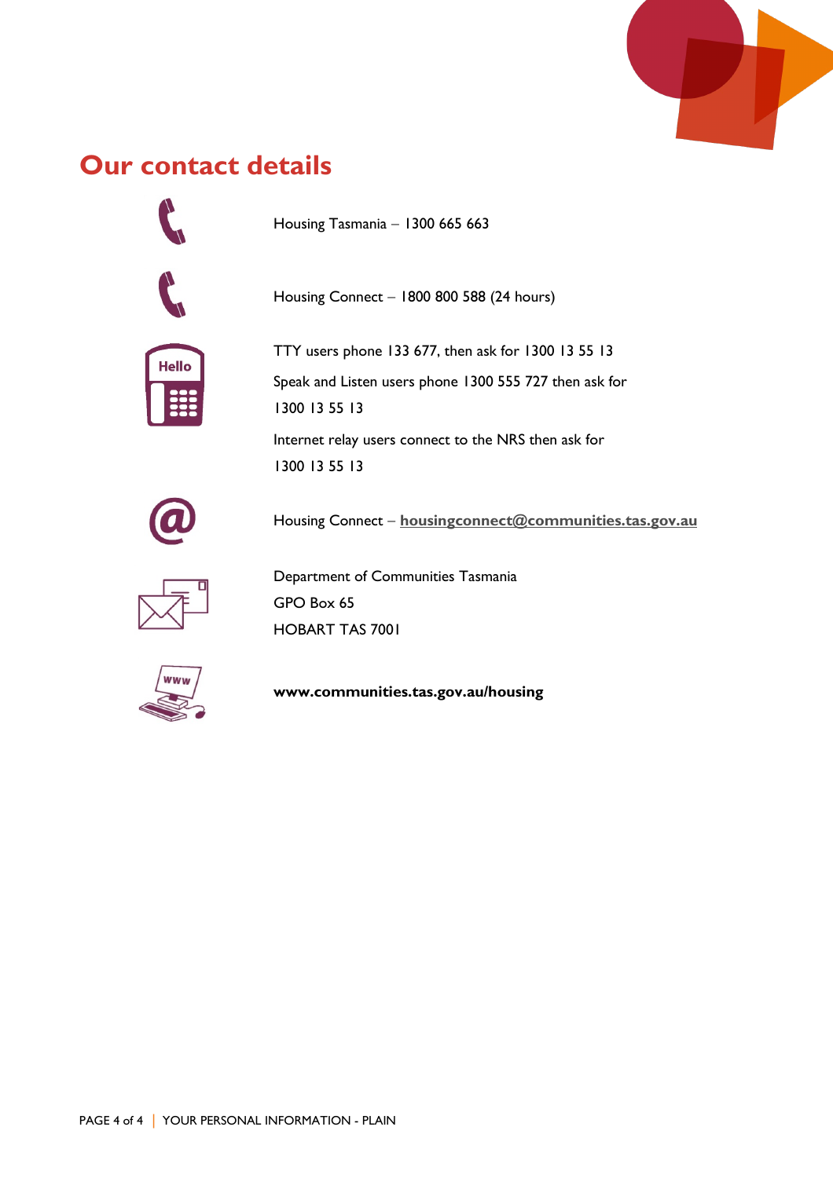# Our contact details

Housing Tasmania – 1300 665 663

Housing Connect – 1800 800 588 (24 hours)

TTY users phone 133 677, then ask for 1300 13 55 13

Speak and Listen users phone 1300 555 727 then ask for 1300 13 55 13

Internet relay users connect to the NRS then ask for 1300 13 55 13

Housing Connect – **housingconnect@communities.tas.gov.au**

Department of Communities Tasmania
GPO Box 65
HOBART TAS 7001

**www.communities.tas.gov.au/housing**